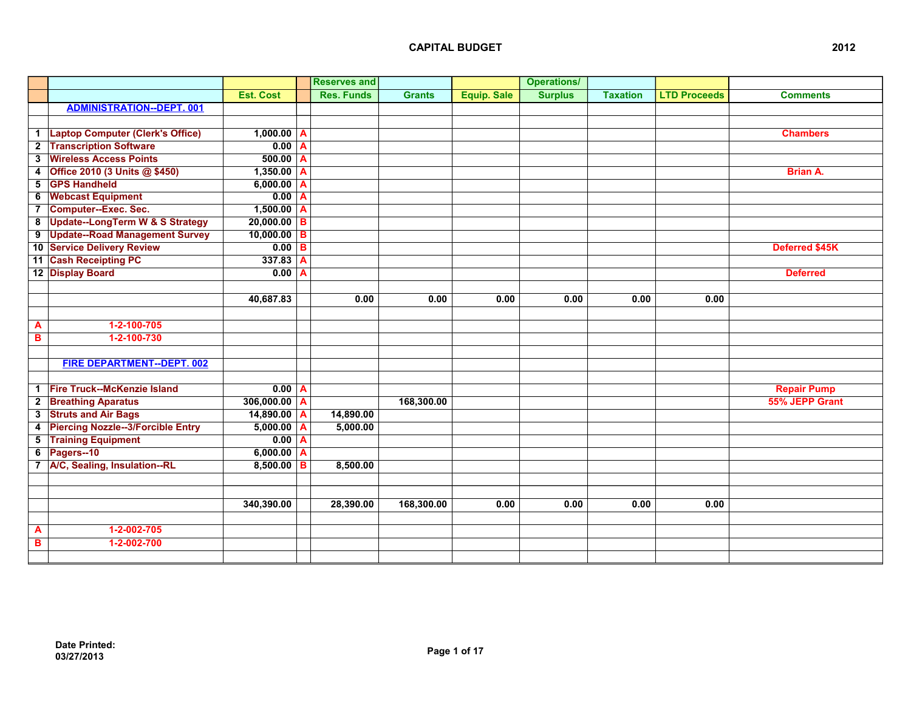# CAPITAL BUDGET

2012

| | | Est. Cost | | Reserves and Res. Funds | Grants | Equip. Sale | Operations/ Surplus | Taxation | LTD Proceeds | Comments |
|---|---|---|---|---|---|---|---|---|---|---|
| | **ADMINISTRATION--DEPT. 001** | | | | | | | | | |
| | | | | | | | | | | |
| 1 | Laptop Computer (Clerk's Office) | 1,000.00 | A | | | | | | | Chambers |
| 2 | Transcription Software | 0.00 | A | | | | | | | |
| 3 | Wireless Access Points | 500.00 | A | | | | | | | |
| 4 | Office 2010 (3 Units @ $450) | 1,350.00 | A | | | | | | | Brian A. |
| 5 | GPS Handheld | 6,000.00 | A | | | | | | | |
| 6 | Webcast Equipment | 0.00 | A | | | | | | | |
| 7 | Computer--Exec. Sec. | 1,500.00 | A | | | | | | | |
| 8 | Update--LongTerm W & S Strategy | 20,000.00 | B | | | | | | | |
| 9 | Update--Road Management Survey | 10,000.00 | B | | | | | | | |
| 10 | Service Delivery Review | 0.00 | B | | | | | | | Deferred $45K |
| 11 | Cash Receipting PC | 337.83 | A | | | | | | | |
| 12 | Display Board | 0.00 | A | | | | | | | Deferred |
| | | | | | | | | | | |
| | | 40,687.83 | | 0.00 | 0.00 | 0.00 | 0.00 | 0.00 | 0.00 | |
| | | | | | | | | | | |
| A | 1-2-100-705 | | | | | | | | | |
| B | 1-2-100-730 | | | | | | | | | |
| | | | | | | | | | | |
| | **FIRE DEPARTMENT--DEPT. 002** | | | | | | | | | |
| | | | | | | | | | | |
| 1 | Fire Truck--McKenzie Island | 0.00 | A | | | | | | | Repair Pump |
| 2 | Breathing Aparatus | 306,000.00 | A | | 168,300.00 | | | | | 55% JEPP Grant |
| 3 | Struts and Air Bags | 14,890.00 | A | 14,890.00 | | | | | | |
| 4 | Piercing Nozzle--3/Forcible Entry | 5,000.00 | A | 5,000.00 | | | | | | |
| 5 | Training Equipment | 0.00 | A | | | | | | | |
| 6 | Pagers--10 | 6,000.00 | A | | | | | | | |
| 7 | A/C, Sealing, Insulation--RL | 8,500.00 | B | 8,500.00 | | | | | | |
| | | | | | | | | | | |
| | | | | | | | | | | |
| | | 340,390.00 | | 28,390.00 | 168,300.00 | 0.00 | 0.00 | 0.00 | 0.00 | |
| | | | | | | | | | | |
| A | 1-2-002-705 | | | | | | | | | |
| B | 1-2-002-700 | | | | | | | | | |

Date Printed:
03/27/2013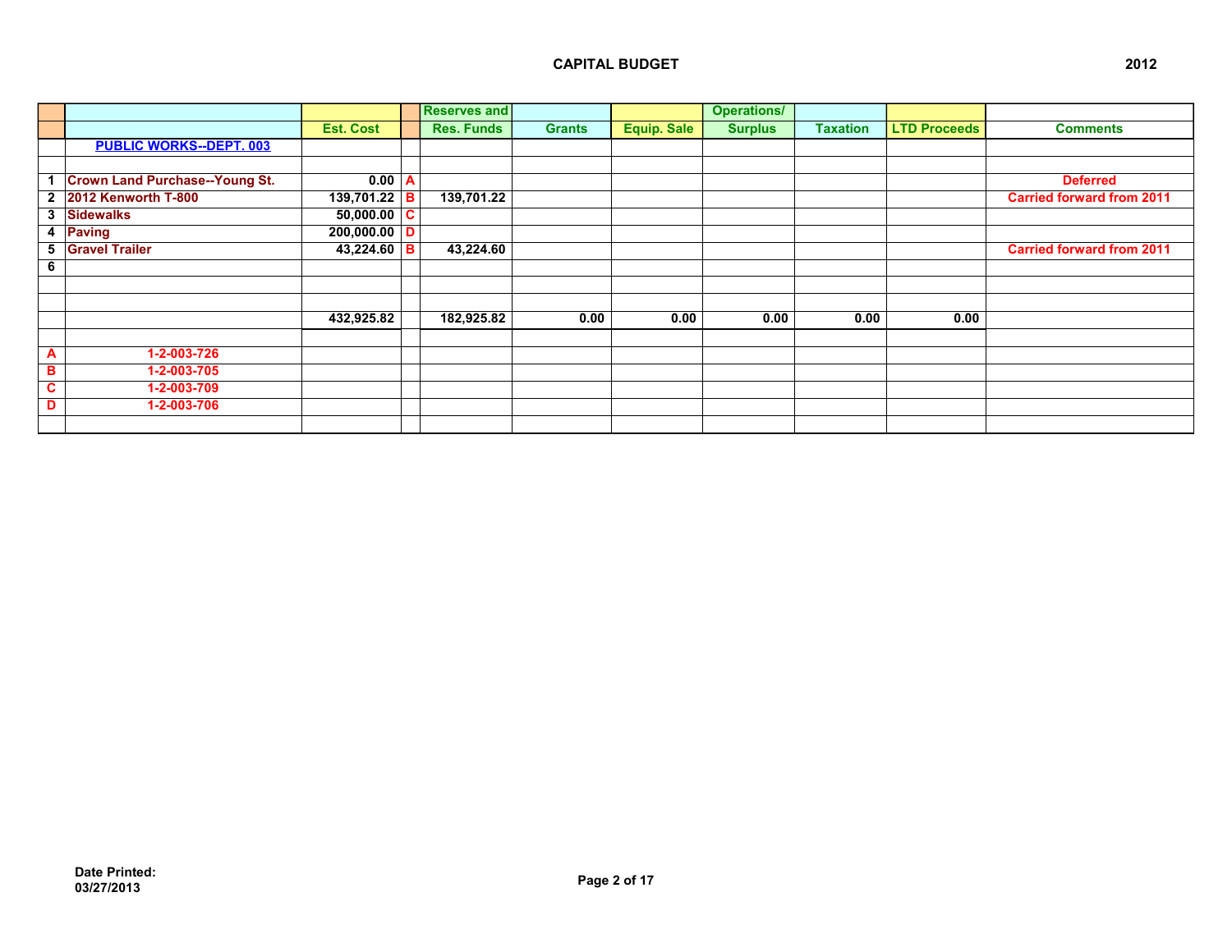**CAPITAL BUDGET** **2012**

| | | Est. Cost | | Reserves and Res. Funds | Grants | Equip. Sale | Operations/ Surplus | Taxation | LTD Proceeds | Comments |
|---|---|---|---|---|---|---|---|---|---|---|
| | **PUBLIC WORKS--DEPT. 003** | | | | | | | | | |
| | | | | | | | | | | |
| 1 | Crown Land Purchase--Young St. | 0.00 | A | | | | | | | Deferred |
| 2 | 2012 Kenworth T-800 | 139,701.22 | B | 139,701.22 | | | | | | Carried forward from 2011 |
| 3 | Sidewalks | 50,000.00 | C | | | | | | | |
| 4 | Paving | 200,000.00 | D | | | | | | | |
| 5 | Gravel Trailer | 43,224.60 | B | 43,224.60 | | | | | | Carried forward from 2011 |
| 6 | | | | | | | | | | |
| | | | | | | | | | | |
| | | | | | | | | | | |
| | | 432,925.82 | | 182,925.82 | 0.00 | 0.00 | 0.00 | 0.00 | 0.00 | |
| | | | | | | | | | | |
| A | 1-2-003-726 | | | | | | | | | |
| B | 1-2-003-705 | | | | | | | | | |
| C | 1-2-003-709 | | | | | | | | | |
| D | 1-2-003-706 | | | | | | | | | |

Date Printed:
03/27/2013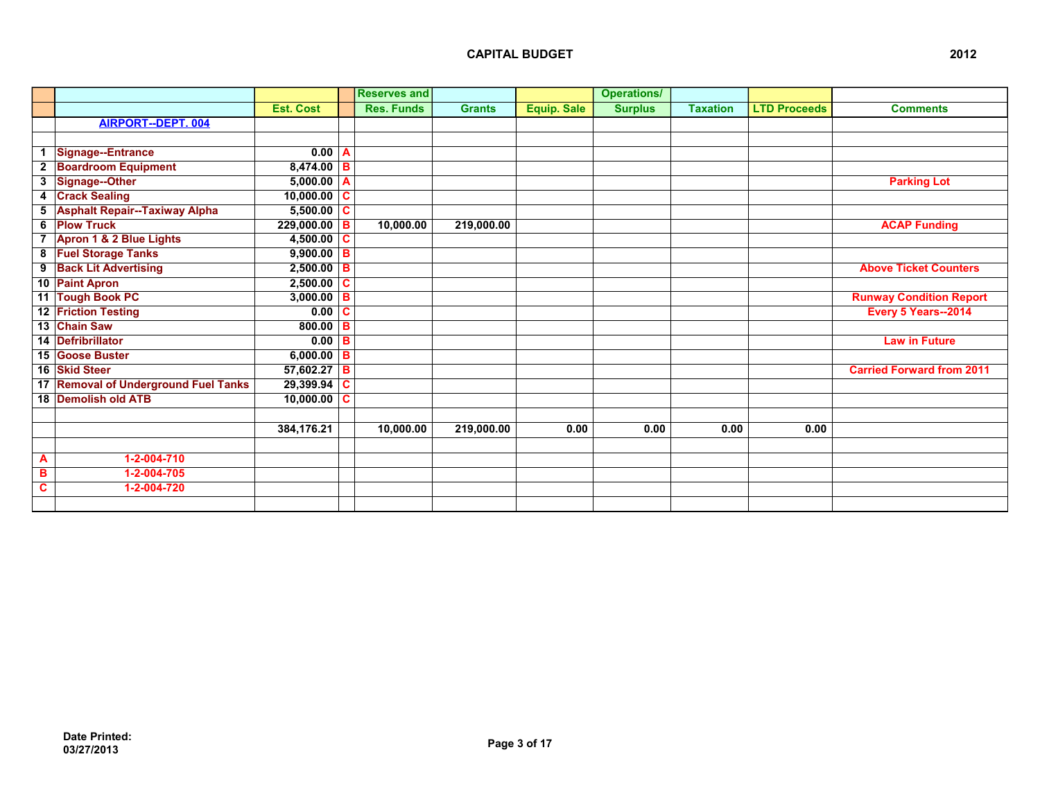## CAPITAL BUDGET

2012

| | | | | Reserves and | | | Operations/ | | | |
|---|---|---|---|---|---|---|---|---|---|---|
| | | Est. Cost | | Res. Funds | Grants | Equip. Sale | Surplus | Taxation | LTD Proceeds | Comments |
| | AIRPORT--DEPT. 004 | | | | | | | | | |
| | | | | | | | | | | |
| 1 | Signage--Entrance | 0.00 | A | | | | | | | |
| 2 | Boardroom Equipment | 8,474.00 | B | | | | | | | |
| 3 | Signage--Other | 5,000.00 | A | | | | | | | Parking Lot |
| 4 | Crack Sealing | 10,000.00 | C | | | | | | | |
| 5 | Asphalt Repair--Taxiway Alpha | 5,500.00 | C | | | | | | | |
| 6 | Plow Truck | 229,000.00 | B | 10,000.00 | 219,000.00 | | | | | ACAP Funding |
| 7 | Apron 1 & 2 Blue Lights | 4,500.00 | C | | | | | | | |
| 8 | Fuel Storage Tanks | 9,900.00 | B | | | | | | | |
| 9 | Back Lit Advertising | 2,500.00 | B | | | | | | | Above Ticket Counters |
| 10 | Paint Apron | 2,500.00 | C | | | | | | | |
| 11 | Tough Book PC | 3,000.00 | B | | | | | | | Runway Condition Report |
| 12 | Friction Testing | 0.00 | C | | | | | | | Every 5 Years--2014 |
| 13 | Chain Saw | 800.00 | B | | | | | | | |
| 14 | Defribrillator | 0.00 | B | | | | | | | Law in Future |
| 15 | Goose Buster | 6,000.00 | B | | | | | | | |
| 16 | Skid Steer | 57,602.27 | B | | | | | | | Carried Forward from 2011 |
| 17 | Removal of Underground Fuel Tanks | 29,399.94 | C | | | | | | | |
| 18 | Demolish old ATB | 10,000.00 | C | | | | | | | |
| | | | | | | | | | | |
| | | 384,176.21 | | 10,000.00 | 219,000.00 | 0.00 | 0.00 | 0.00 | 0.00 | |
| | | | | | | | | | | |
| A | 1-2-004-710 | | | | | | | | | |
| B | 1-2-004-705 | | | | | | | | | |
| C | 1-2-004-720 | | | | | | | | | |

Date Printed:
03/27/2013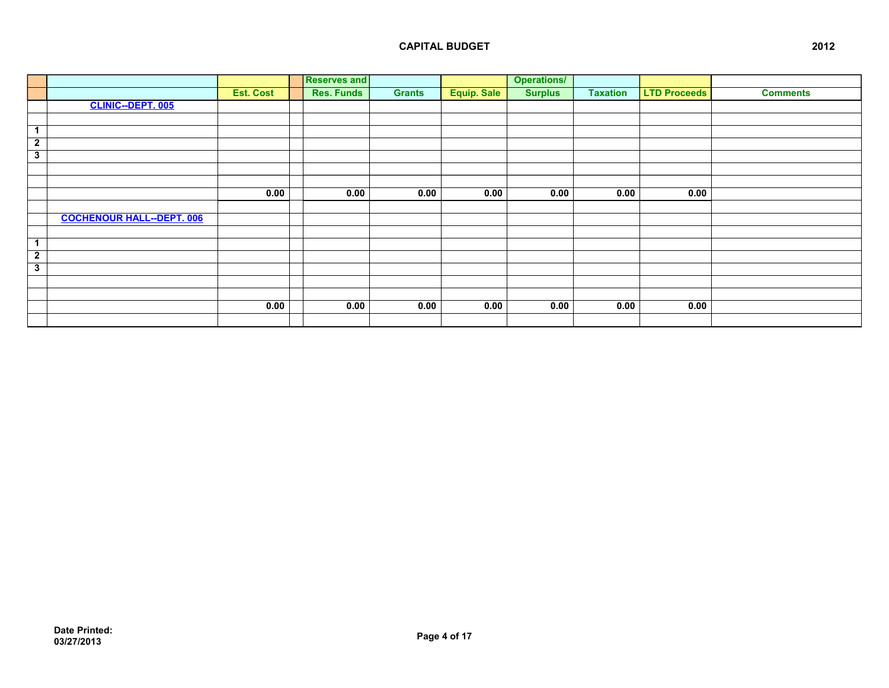## CAPITAL BUDGET

2012

| | | | | Reserves and | | | Operations/ | | | |
|---|---|---|---|---|---|---|---|---|---|---|
| | | Est. Cost | | Res. Funds | Grants | Equip. Sale | Surplus | Taxation | LTD Proceeds | Comments |
| | CLINIC--DEPT. 005 | | | | | | | | | |
| | | | | | | | | | | |
| 1 | | | | | | | | | | |
| 2 | | | | | | | | | | |
| 3 | | | | | | | | | | |
| | | | | | | | | | | |
| | | | | | | | | | | |
| | | 0.00 | | 0.00 | 0.00 | 0.00 | 0.00 | 0.00 | 0.00 | |
| | | | | | | | | | | |
| | COCHENOUR HALL--DEPT. 006 | | | | | | | | | |
| | | | | | | | | | | |
| 1 | | | | | | | | | | |
| 2 | | | | | | | | | | |
| 3 | | | | | | | | | | |
| | | | | | | | | | | |
| | | | | | | | | | | |
| | | 0.00 | | 0.00 | 0.00 | 0.00 | 0.00 | 0.00 | 0.00 | |
| | | | | | | | | | | |

Date Printed:
03/27/2013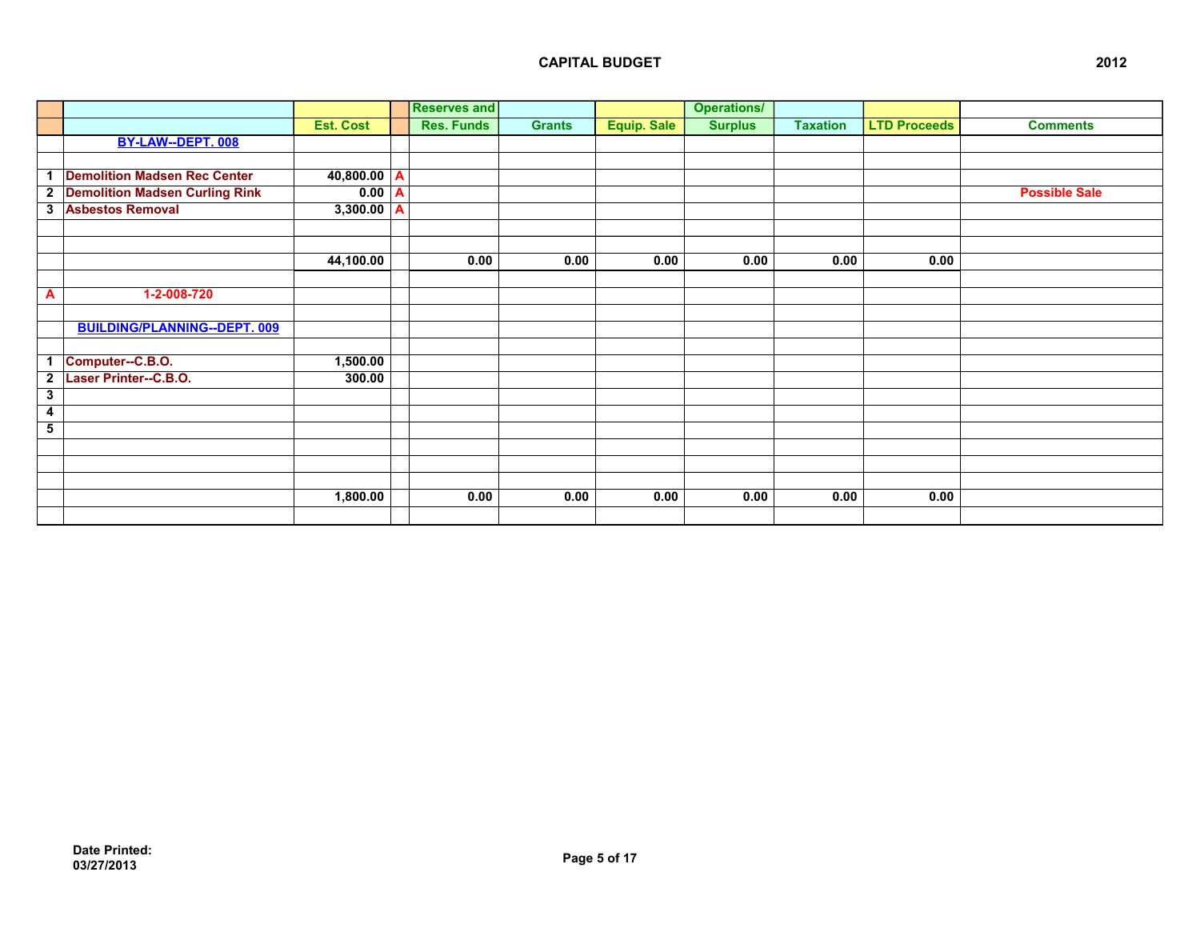## CAPITAL BUDGET

2012

| | | Est. Cost | | Reserves and Res. Funds | Grants | Equip. Sale | Operations/ Surplus | Taxation | LTD Proceeds | Comments |
|---|---|---|---|---|---|---|---|---|---|---|
| | **BY-LAW--DEPT. 008** | | | | | | | | | |
| | | | | | | | | | | |
| 1 | Demolition Madsen Rec Center | 40,800.00 | A | | | | | | | |
| 2 | Demolition Madsen Curling Rink | 0.00 | A | | | | | | | Possible Sale |
| 3 | Asbestos Removal | 3,300.00 | A | | | | | | | |
| | | | | | | | | | | |
| | | | | | | | | | | |
| | | 44,100.00 | | 0.00 | 0.00 | 0.00 | 0.00 | 0.00 | 0.00 | |
| | | | | | | | | | | |
| A | 1-2-008-720 | | | | | | | | | |
| | | | | | | | | | | |
| | **BUILDING/PLANNING--DEPT. 009** | | | | | | | | | |
| | | | | | | | | | | |
| 1 | Computer--C.B.O. | 1,500.00 | | | | | | | | |
| 2 | Laser Printer--C.B.O. | 300.00 | | | | | | | | |
| 3 | | | | | | | | | | |
| 4 | | | | | | | | | | |
| 5 | | | | | | | | | | |
| | | | | | | | | | | |
| | | | | | | | | | | |
| | | | | | | | | | | |
| | | 1,800.00 | | 0.00 | 0.00 | 0.00 | 0.00 | 0.00 | 0.00 | |
| | | | | | | | | | | |

Date Printed:
03/27/2013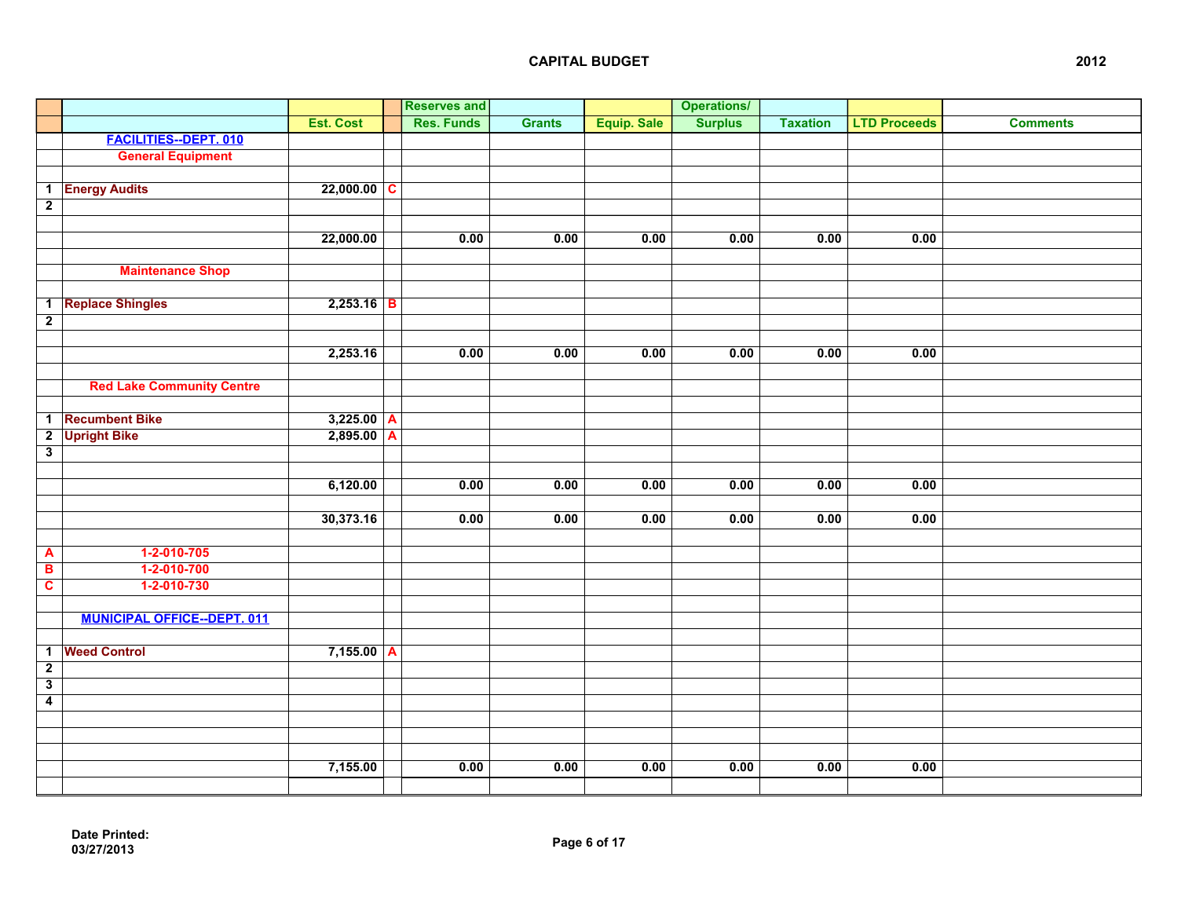## CAPITAL BUDGET 2012

| | | Est. Cost | | Reserves and Res. Funds | Grants | Equip. Sale | Operations/ Surplus | Taxation | LTD Proceeds | Comments |
|---|---|---|---|---|---|---|---|---|---|---|
| | **FACILITIES--DEPT. 010** | | | | | | | | | |
| | **General Equipment** | | | | | | | | | |
| | | | | | | | | | | |
| 1 | Energy Audits | 22,000.00 | C | | | | | | | |
| 2 | | | | | | | | | | |
| | | | | | | | | | | |
| | | 22,000.00 | | 0.00 | 0.00 | 0.00 | 0.00 | 0.00 | 0.00 | |
| | | | | | | | | | | |
| | **Maintenance Shop** | | | | | | | | | |
| | | | | | | | | | | |
| 1 | Replace Shingles | 2,253.16 | B | | | | | | | |
| 2 | | | | | | | | | | |
| | | | | | | | | | | |
| | | 2,253.16 | | 0.00 | 0.00 | 0.00 | 0.00 | 0.00 | 0.00 | |
| | | | | | | | | | | |
| | **Red Lake Community Centre** | | | | | | | | | |
| | | | | | | | | | | |
| 1 | Recumbent Bike | 3,225.00 | A | | | | | | | |
| 2 | Upright Bike | 2,895.00 | A | | | | | | | |
| 3 | | | | | | | | | | |
| | | | | | | | | | | |
| | | 6,120.00 | | 0.00 | 0.00 | 0.00 | 0.00 | 0.00 | 0.00 | |
| | | | | | | | | | | |
| | | 30,373.16 | | 0.00 | 0.00 | 0.00 | 0.00 | 0.00 | 0.00 | |
| | | | | | | | | | | |
| A | 1-2-010-705 | | | | | | | | | |
| B | 1-2-010-700 | | | | | | | | | |
| C | 1-2-010-730 | | | | | | | | | |
| | | | | | | | | | | |
| | **MUNICIPAL OFFICE--DEPT. 011** | | | | | | | | | |
| | | | | | | | | | | |
| 1 | Weed Control | 7,155.00 | A | | | | | | | |
| 2 | | | | | | | | | | |
| 3 | | | | | | | | | | |
| 4 | | | | | | | | | | |
| | | | | | | | | | | |
| | | | | | | | | | | |
| | | | | | | | | | | |
| | | 7,155.00 | | 0.00 | 0.00 | 0.00 | 0.00 | 0.00 | 0.00 | |

Date Printed:
03/27/2013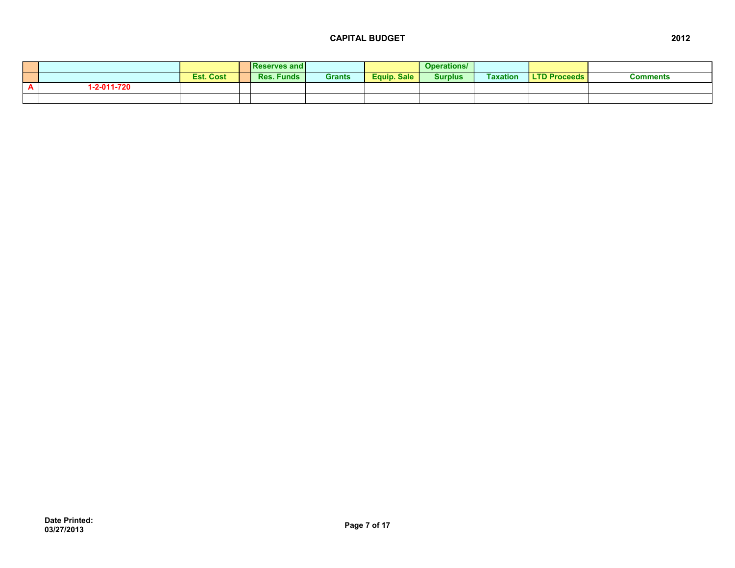# CAPITAL BUDGET

2012

| | | | | Reserves and | | | Operations/ | | | |
|---|---|---|---|---|---|---|---|---|---|---|
| | | Est. Cost | | Res. Funds | Grants | Equip. Sale | Surplus | Taxation | LTD Proceeds | Comments |
| A | 1-2-011-720 | | | | | | | | | |
| | | | | | | | | | | |

**Date Printed:**
**03/27/2013**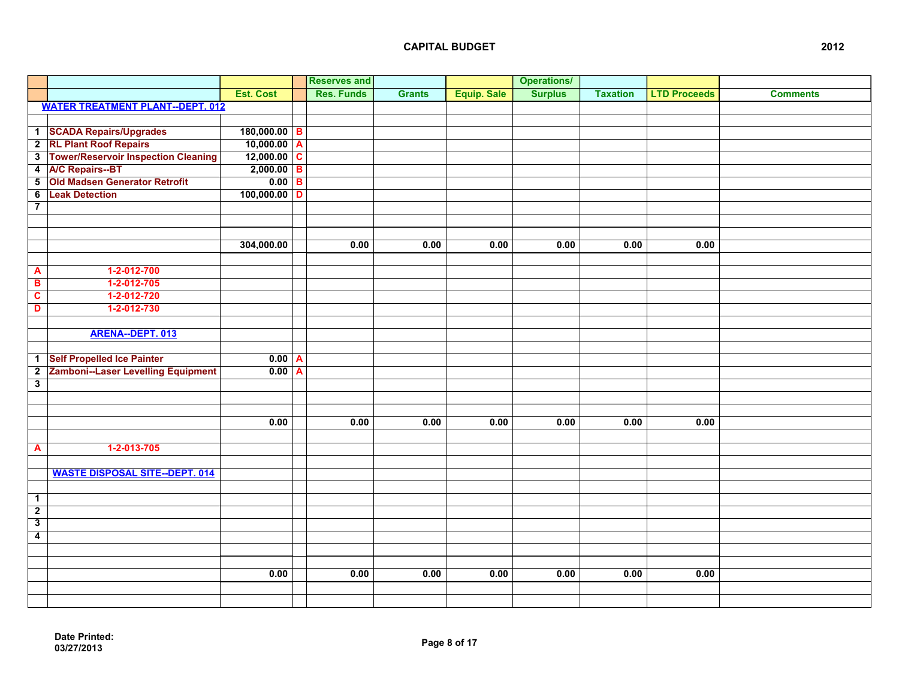## CAPITAL BUDGET

2012

| | | Est. Cost | | Reserves and Res. Funds | Grants | Equip. Sale | Operations/ Surplus | Taxation | LTD Proceeds | Comments |
|---|---|---|---|---|---|---|---|---|---|---|
| | **WATER TREATMENT PLANT--DEPT. 012** | | | | | | | | | |
| | | | | | | | | | | |
| 1 | SCADA Repairs/Upgrades | 180,000.00 | B | | | | | | | |
| 2 | RL Plant Roof Repairs | 10,000.00 | A | | | | | | | |
| 3 | Tower/Reservoir Inspection Cleaning | 12,000.00 | C | | | | | | | |
| 4 | A/C Repairs--BT | 2,000.00 | B | | | | | | | |
| 5 | Old Madsen Generator Retrofit | 0.00 | B | | | | | | | |
| 6 | Leak Detection | 100,000.00 | D | | | | | | | |
| 7 | | | | | | | | | | |
| | | | | | | | | | | |
| | | | | | | | | | | |
| | | 304,000.00 | | 0.00 | 0.00 | 0.00 | 0.00 | 0.00 | 0.00 | |
| | | | | | | | | | | |
| A | 1-2-012-700 | | | | | | | | | |
| B | 1-2-012-705 | | | | | | | | | |
| C | 1-2-012-720 | | | | | | | | | |
| D | 1-2-012-730 | | | | | | | | | |
| | | | | | | | | | | |
| | **ARENA--DEPT. 013** | | | | | | | | | |
| | | | | | | | | | | |
| 1 | Self Propelled Ice Painter | 0.00 | A | | | | | | | |
| 2 | Zamboni--Laser Levelling Equipment | 0.00 | A | | | | | | | |
| 3 | | | | | | | | | | |
| | | | | | | | | | | |
| | | | | | | | | | | |
| | | 0.00 | | 0.00 | 0.00 | 0.00 | 0.00 | 0.00 | 0.00 | |
| | | | | | | | | | | |
| A | 1-2-013-705 | | | | | | | | | |
| | | | | | | | | | | |
| | **WASTE DISPOSAL SITE--DEPT. 014** | | | | | | | | | |
| | | | | | | | | | | |
| 1 | | | | | | | | | | |
| 2 | | | | | | | | | | |
| 3 | | | | | | | | | | |
| 4 | | | | | | | | | | |
| | | | | | | | | | | |
| | | | | | | | | | | |
| | | 0.00 | | 0.00 | 0.00 | 0.00 | 0.00 | 0.00 | 0.00 | |
| | | | | | | | | | | |
| | | | | | | | | | | |

**Date Printed:**
**03/27/2013**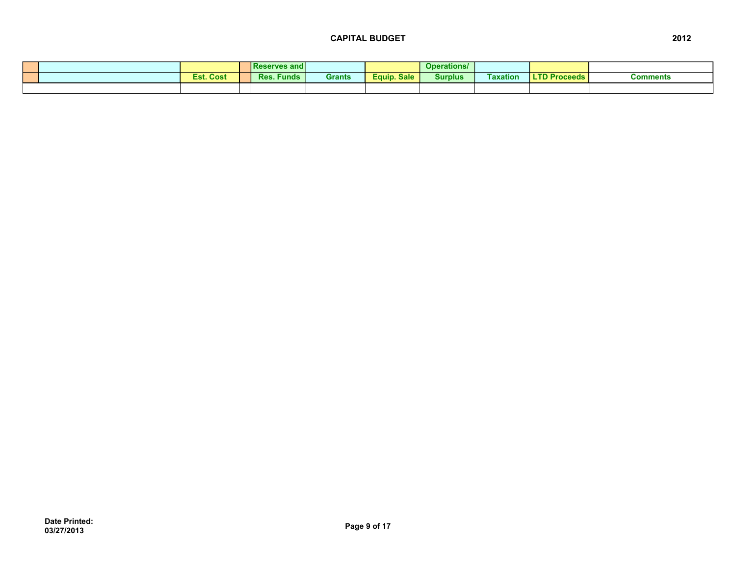# CAPITAL BUDGET

2012

| | | | | Reserves and Res. Funds | Grants | Equip. Sale | Operations/ Surplus | Taxation | LTD Proceeds | Comments |
|---|---|---|---|---|---|---|---|---|---|---|
| | | Est. Cost | | | | | | | | |
| | | | | | | | | | | |

Date Printed:
03/27/2013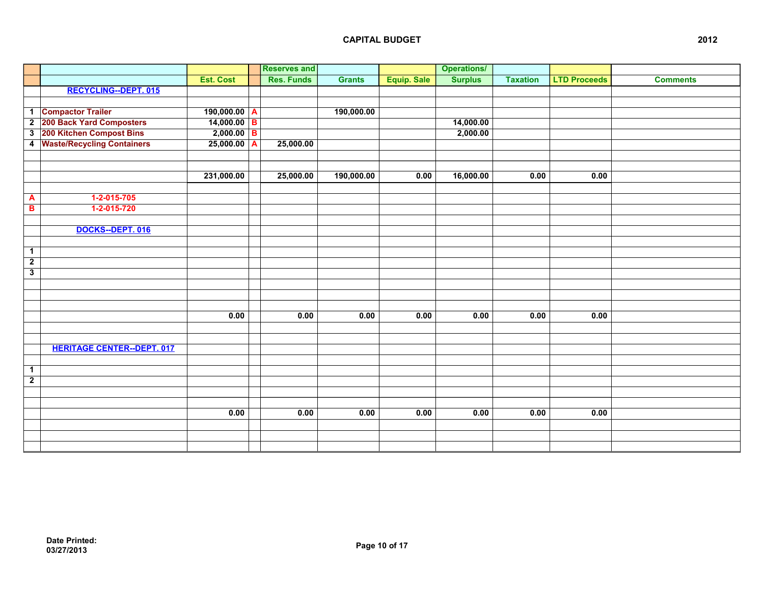## CAPITAL BUDGET

**2012**

| | | Est. Cost | | Reserves and Res. Funds | Grants | Equip. Sale | Operations/ Surplus | Taxation | LTD Proceeds | Comments |
|---|---|---|---|---|---|---|---|---|---|---|
| | **RECYCLING--DEPT. 015** | | | | | | | | | |
| | | | | | | | | | | |
| 1 | Compactor Trailer | 190,000.00 | A | | 190,000.00 | | | | | |
| 2 | 200 Back Yard Composters | 14,000.00 | B | | | | 14,000.00 | | | |
| 3 | 200 Kitchen Compost Bins | 2,000.00 | B | | | | 2,000.00 | | | |
| 4 | Waste/Recycling Containers | 25,000.00 | A | 25,000.00 | | | | | | |
| | | | | | | | | | | |
| | | | | | | | | | | |
| | | 231,000.00 | | 25,000.00 | 190,000.00 | 0.00 | 16,000.00 | 0.00 | 0.00 | |
| | | | | | | | | | | |
| A | 1-2-015-705 | | | | | | | | | |
| B | 1-2-015-720 | | | | | | | | | |
| | | | | | | | | | | |
| | **DOCKS--DEPT. 016** | | | | | | | | | |
| | | | | | | | | | | |
| 1 | | | | | | | | | | |
| 2 | | | | | | | | | | |
| 3 | | | | | | | | | | |
| | | | | | | | | | | |
| | | | | | | | | | | |
| | | | | | | | | | | |
| | | 0.00 | | 0.00 | 0.00 | 0.00 | 0.00 | 0.00 | 0.00 | |
| | | | | | | | | | | |
| | | | | | | | | | | |
| | **HERITAGE CENTER--DEPT. 017** | | | | | | | | | |
| | | | | | | | | | | |
| 1 | | | | | | | | | | |
| 2 | | | | | | | | | | |
| | | | | | | | | | | |
| | | | | | | | | | | |
| | | 0.00 | | 0.00 | 0.00 | 0.00 | 0.00 | 0.00 | 0.00 | |
| | | | | | | | | | | |
| | | | | | | | | | | |
| | | | | | | | | | | |

Date Printed:
03/27/2013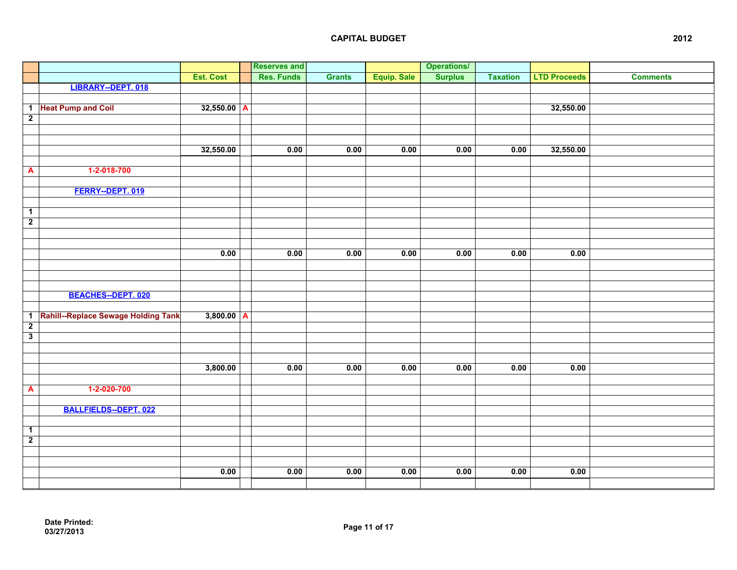## CAPITAL BUDGET

2012

| | | Est. Cost | | Reserves and Res. Funds | Grants | Equip. Sale | Operations/ Surplus | Taxation | LTD Proceeds | Comments |
|---|---|---|---|---|---|---|---|---|---|---|
| | **LIBRARY--DEPT. 018** | | | | | | | | | |
| 1 | Heat Pump and Coil | 32,550.00 | A | | | | | | 32,550.00 | |
| 2 | | | | | | | | | | |
| | | 32,550.00 | | 0.00 | 0.00 | 0.00 | 0.00 | 0.00 | 32,550.00 | |
| A | 1-2-018-700 | | | | | | | | | |
| | **FERRY--DEPT. 019** | | | | | | | | | |
| 1 | | | | | | | | | | |
| 2 | | | | | | | | | | |
| | | 0.00 | | 0.00 | 0.00 | 0.00 | 0.00 | 0.00 | 0.00 | |
| | **BEACHES--DEPT. 020** | | | | | | | | | |
| 1 | Rahill--Replace Sewage Holding Tank | 3,800.00 | A | | | | | | | |
| 2 | | | | | | | | | | |
| 3 | | | | | | | | | | |
| | | 3,800.00 | | 0.00 | 0.00 | 0.00 | 0.00 | 0.00 | 0.00 | |
| A | 1-2-020-700 | | | | | | | | | |
| | **BALLFIELDS--DEPT. 022** | | | | | | | | | |
| 1 | | | | | | | | | | |
| 2 | | | | | | | | | | |
| | | 0.00 | | 0.00 | 0.00 | 0.00 | 0.00 | 0.00 | 0.00 | |

Date Printed:
03/27/2013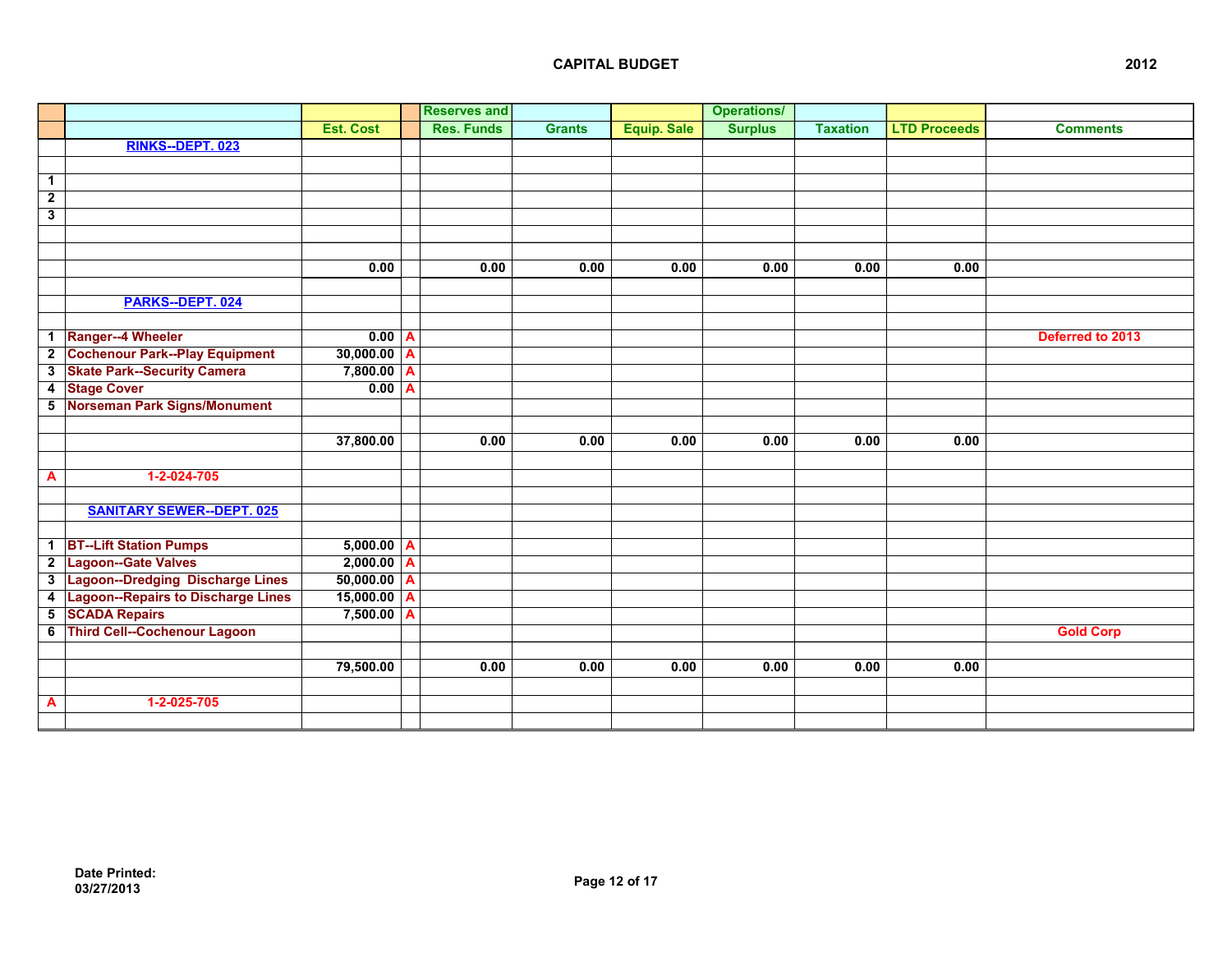## CAPITAL BUDGET

2012

| | | Est. Cost | | Reserves and Res. Funds | Grants | Equip. Sale | Operations/ Surplus | Taxation | LTD Proceeds | Comments |
|---|---|---|---|---|---|---|---|---|---|---|
| | **RINKS--DEPT. 023** | | | | | | | | | |
| | | | | | | | | | | |
| 1 | | | | | | | | | | |
| 2 | | | | | | | | | | |
| 3 | | | | | | | | | | |
| | | | | | | | | | | |
| | | | | | | | | | | |
| | | 0.00 | | 0.00 | 0.00 | 0.00 | 0.00 | 0.00 | 0.00 | |
| | | | | | | | | | | |
| | **PARKS--DEPT. 024** | | | | | | | | | |
| | | | | | | | | | | |
| 1 | Ranger--4 Wheeler | 0.00 | A | | | | | | | Deferred to 2013 |
| 2 | Cochenour Park--Play Equipment | 30,000.00 | A | | | | | | | |
| 3 | Skate Park--Security Camera | 7,800.00 | A | | | | | | | |
| 4 | Stage Cover | 0.00 | A | | | | | | | |
| 5 | Norseman Park Signs/Monument | | | | | | | | | |
| | | | | | | | | | | |
| | | 37,800.00 | | 0.00 | 0.00 | 0.00 | 0.00 | 0.00 | 0.00 | |
| | | | | | | | | | | |
| A | 1-2-024-705 | | | | | | | | | |
| | | | | | | | | | | |
| | **SANITARY SEWER--DEPT. 025** | | | | | | | | | |
| | | | | | | | | | | |
| 1 | BT--Lift Station Pumps | 5,000.00 | A | | | | | | | |
| 2 | Lagoon--Gate Valves | 2,000.00 | A | | | | | | | |
| 3 | Lagoon--Dredging Discharge Lines | 50,000.00 | A | | | | | | | |
| 4 | Lagoon--Repairs to Discharge Lines | 15,000.00 | A | | | | | | | |
| 5 | SCADA Repairs | 7,500.00 | A | | | | | | | |
| 6 | Third Cell--Cochenour Lagoon | | | | | | | | | Gold Corp |
| | | | | | | | | | | |
| | | 79,500.00 | | 0.00 | 0.00 | 0.00 | 0.00 | 0.00 | 0.00 | |
| | | | | | | | | | | |
| A | 1-2-025-705 | | | | | | | | | |

Date Printed:
03/27/2013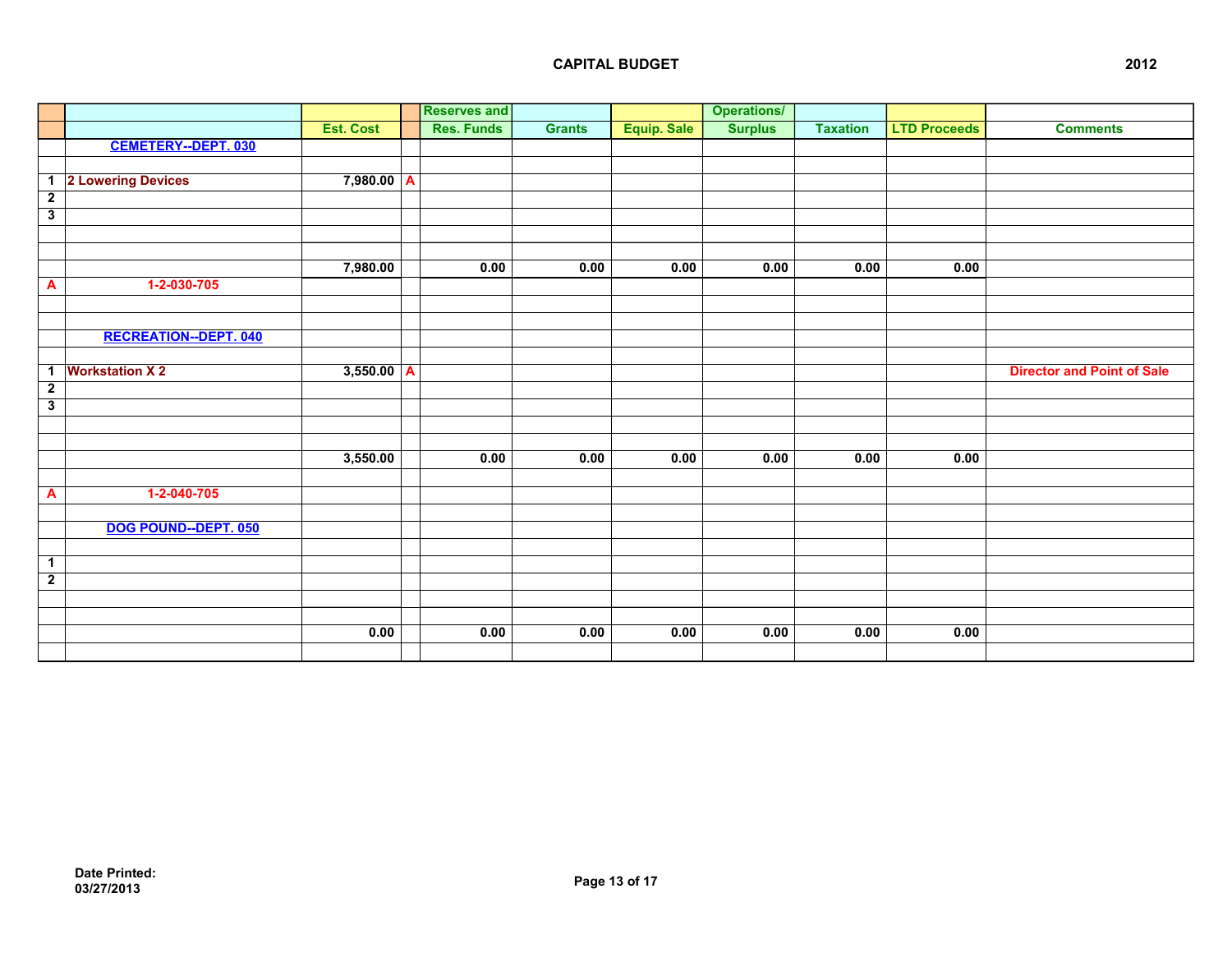## CAPITAL BUDGET

2012

| | | Est. Cost | | Reserves and Res. Funds | Grants | Equip. Sale | Operations/ Surplus | Taxation | LTD Proceeds | Comments |
|---|---|---|---|---|---|---|---|---|---|---|
| | **CEMETERY--DEPT. 030** | | | | | | | | | |
| | | | | | | | | | | |
| 1 | 2 Lowering Devices | 7,980.00 | A | | | | | | | |
| 2 | | | | | | | | | | |
| 3 | | | | | | | | | | |
| | | | | | | | | | | |
| | | | | | | | | | | |
| | | 7,980.00 | | 0.00 | 0.00 | 0.00 | 0.00 | 0.00 | 0.00 | |
| A | 1-2-030-705 | | | | | | | | | |
| | | | | | | | | | | |
| | | | | | | | | | | |
| | **RECREATION--DEPT. 040** | | | | | | | | | |
| | | | | | | | | | | |
| 1 | Workstation X 2 | 3,550.00 | A | | | | | | | Director and Point of Sale |
| 2 | | | | | | | | | | |
| 3 | | | | | | | | | | |
| | | | | | | | | | | |
| | | | | | | | | | | |
| | | 3,550.00 | | 0.00 | 0.00 | 0.00 | 0.00 | 0.00 | 0.00 | |
| | | | | | | | | | | |
| A | 1-2-040-705 | | | | | | | | | |
| | | | | | | | | | | |
| | **DOG POUND--DEPT. 050** | | | | | | | | | |
| | | | | | | | | | | |
| 1 | | | | | | | | | | |
| 2 | | | | | | | | | | |
| | | | | | | | | | | |
| | | | | | | | | | | |
| | | 0.00 | | 0.00 | 0.00 | 0.00 | 0.00 | 0.00 | 0.00 | |
| | | | | | | | | | | |

Date Printed:
03/27/2013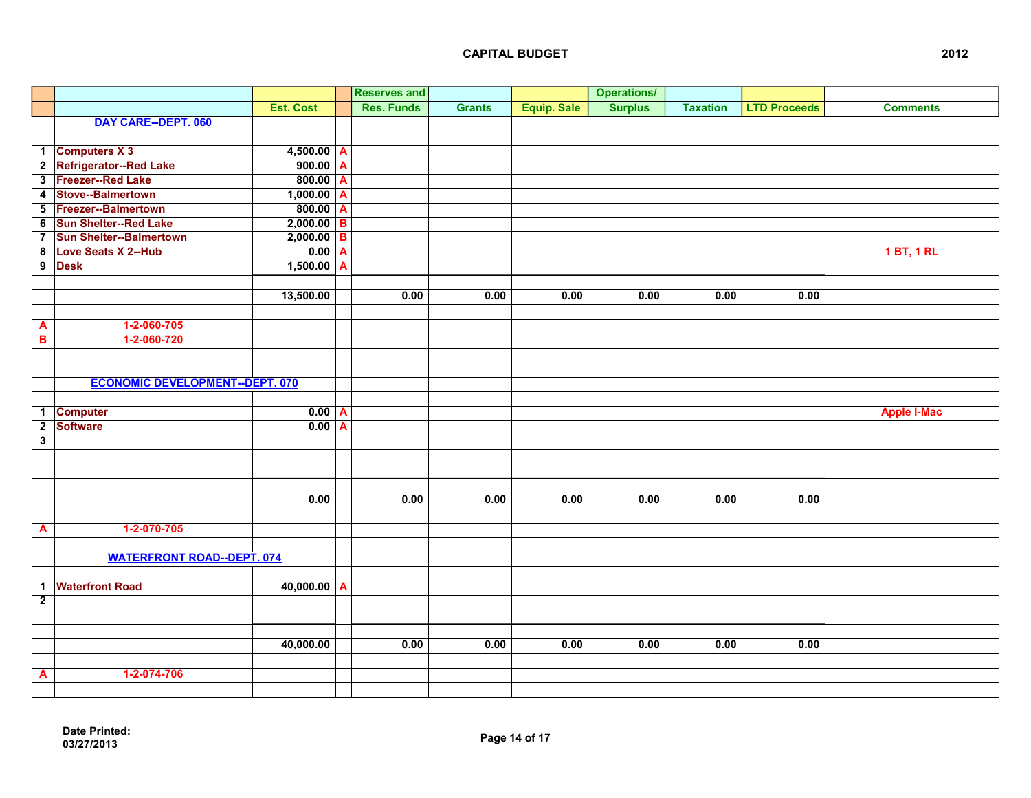# CAPITAL BUDGET

2012

| | | Est. Cost | | Reserves and Res. Funds | Grants | Equip. Sale | Operations/ Surplus | Taxation | LTD Proceeds | Comments |
|---|---|---|---|---|---|---|---|---|---|---|
| | **DAY CARE--DEPT. 060** | | | | | | | | | |
| 1 | Computers X 3 | 4,500.00 | A | | | | | | | |
| 2 | Refrigerator--Red Lake | 900.00 | A | | | | | | | |
| 3 | Freezer--Red Lake | 800.00 | A | | | | | | | |
| 4 | Stove--Balmertown | 1,000.00 | A | | | | | | | |
| 5 | Freezer--Balmertown | 800.00 | A | | | | | | | |
| 6 | Sun Shelter--Red Lake | 2,000.00 | B | | | | | | | |
| 7 | Sun Shelter--Balmertown | 2,000.00 | B | | | | | | | |
| 8 | Love Seats X 2--Hub | 0.00 | A | | | | | | | 1 BT, 1 RL |
| 9 | Desk | 1,500.00 | A | | | | | | | |
| | | 13,500.00 | | 0.00 | 0.00 | 0.00 | 0.00 | 0.00 | 0.00 | |
| A | 1-2-060-705 | | | | | | | | | |
| B | 1-2-060-720 | | | | | | | | | |
| | **ECONOMIC DEVELOPMENT--DEPT. 070** | | | | | | | | | |
| 1 | Computer | 0.00 | A | | | | | | | Apple I-Mac |
| 2 | Software | 0.00 | A | | | | | | | |
| 3 | | | | | | | | | | |
| | | 0.00 | | 0.00 | 0.00 | 0.00 | 0.00 | 0.00 | 0.00 | |
| A | 1-2-070-705 | | | | | | | | | |
| | **WATERFRONT ROAD--DEPT. 074** | | | | | | | | | |
| 1 | Waterfront Road | 40,000.00 | A | | | | | | | |
| 2 | | | | | | | | | | |
| | | 40,000.00 | | 0.00 | 0.00 | 0.00 | 0.00 | 0.00 | 0.00 | |
| A | 1-2-074-706 | | | | | | | | | |

Date Printed:
03/27/2013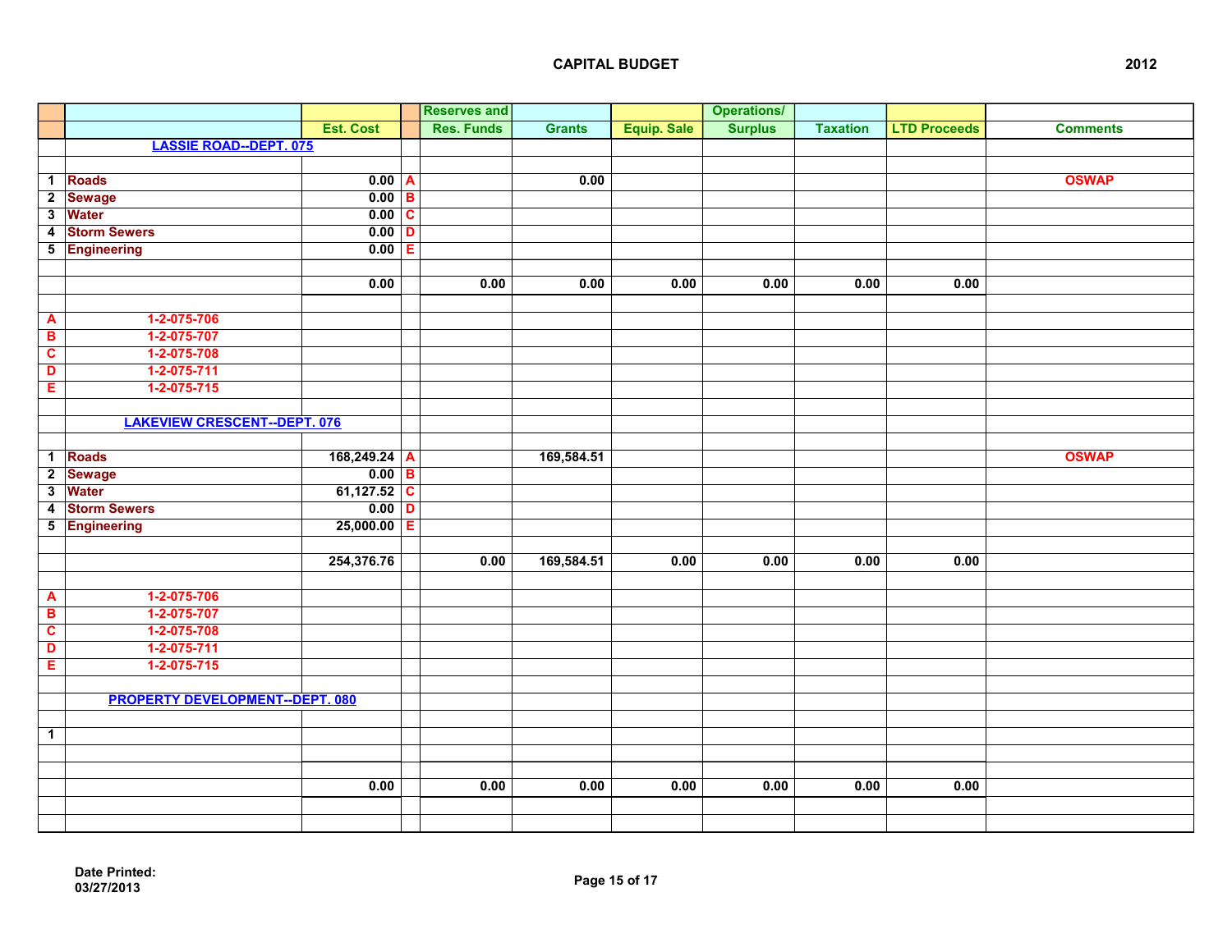## CAPITAL BUDGET

2012

| | | Est. Cost | | Reserves and Res. Funds | Grants | Equip. Sale | Operations/ Surplus | Taxation | LTD Proceeds | Comments |
|---|---|---|---|---|---|---|---|---|---|---|
| | **LASSIE ROAD--DEPT. 075** | | | | | | | | | |
| | | | | | | | | | | |
| 1 | Roads | 0.00 | A | | 0.00 | | | | | OSWAP |
| 2 | Sewage | 0.00 | B | | | | | | | |
| 3 | Water | 0.00 | C | | | | | | | |
| 4 | Storm Sewers | 0.00 | D | | | | | | | |
| 5 | Engineering | 0.00 | E | | | | | | | |
| | | | | | | | | | | |
| | | 0.00 | | 0.00 | 0.00 | 0.00 | 0.00 | 0.00 | 0.00 | |
| | | | | | | | | | | |
| A | 1-2-075-706 | | | | | | | | | |
| B | 1-2-075-707 | | | | | | | | | |
| C | 1-2-075-708 | | | | | | | | | |
| D | 1-2-075-711 | | | | | | | | | |
| E | 1-2-075-715 | | | | | | | | | |
| | | | | | | | | | | |
| | **LAKEVIEW CRESCENT--DEPT. 076** | | | | | | | | | |
| | | | | | | | | | | |
| 1 | Roads | 168,249.24 | A | | 169,584.51 | | | | | OSWAP |
| 2 | Sewage | 0.00 | B | | | | | | | |
| 3 | Water | 61,127.52 | C | | | | | | | |
| 4 | Storm Sewers | 0.00 | D | | | | | | | |
| 5 | Engineering | 25,000.00 | E | | | | | | | |
| | | | | | | | | | | |
| | | 254,376.76 | | 0.00 | 169,584.51 | 0.00 | 0.00 | 0.00 | 0.00 | |
| | | | | | | | | | | |
| A | 1-2-075-706 | | | | | | | | | |
| B | 1-2-075-707 | | | | | | | | | |
| C | 1-2-075-708 | | | | | | | | | |
| D | 1-2-075-711 | | | | | | | | | |
| E | 1-2-075-715 | | | | | | | | | |
| | | | | | | | | | | |
| | **PROPERTY DEVELOPMENT--DEPT. 080** | | | | | | | | | |
| | | | | | | | | | | |
| 1 | | | | | | | | | | |
| | | | | | | | | | | |
| | | | | | | | | | | |
| | | 0.00 | | 0.00 | 0.00 | 0.00 | 0.00 | 0.00 | 0.00 | |
| | | | | | | | | | | |
| | | | | | | | | | | |

**Date Printed:**
**03/27/2013**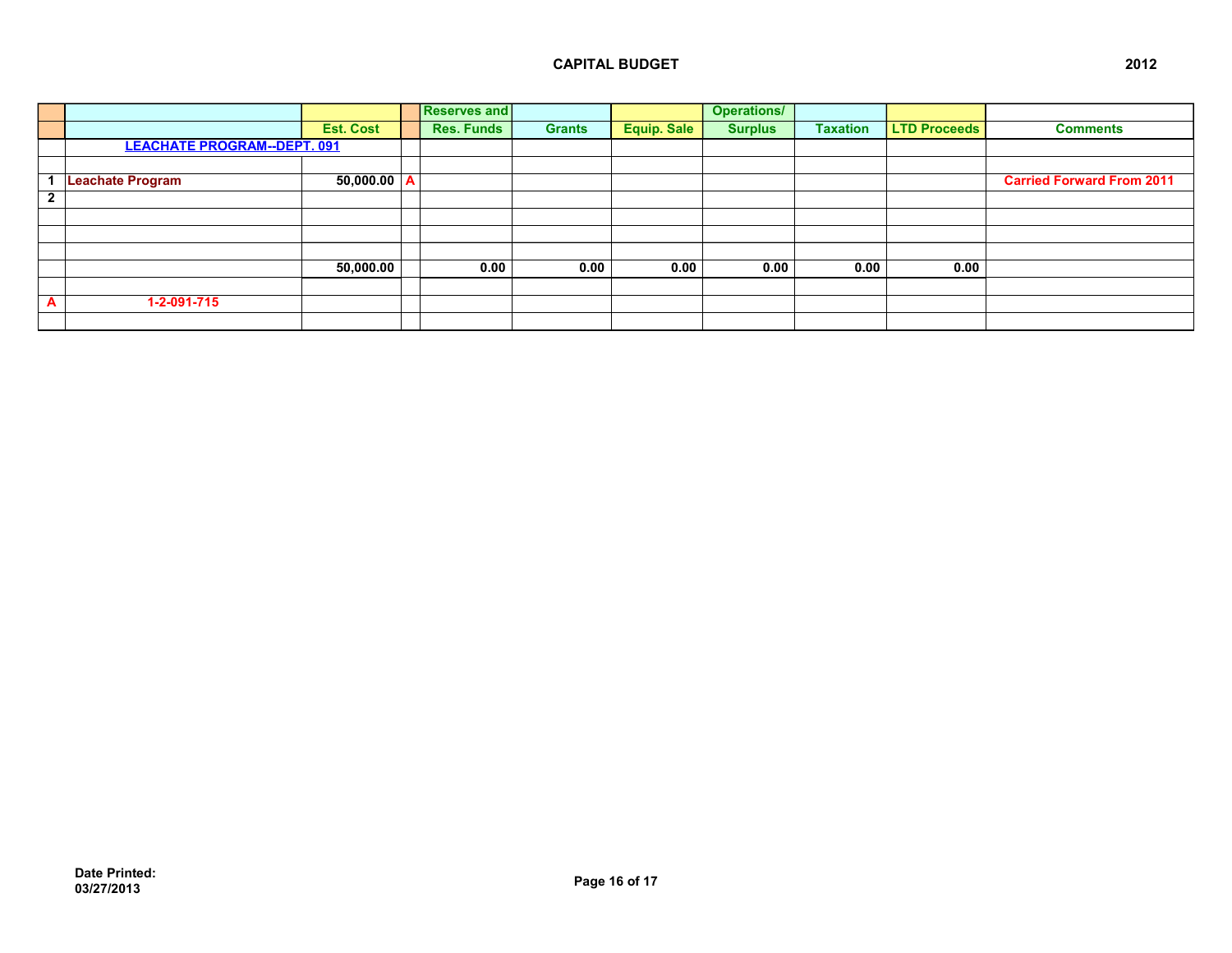## CAPITAL BUDGET 2012

| | | Est. Cost | | Reserves and Res. Funds | Grants | Equip. Sale | Operations/ Surplus | Taxation | LTD Proceeds | Comments |
|---|---|---|---|---|---|---|---|---|---|---|
| | **LEACHATE PROGRAM--DEPT. 091** | | | | | | | | | |
| | | | | | | | | | | |
| 1 | Leachate Program | 50,000.00 | A | | | | | | | Carried Forward From 2011 |
| 2 | | | | | | | | | | |
| | | | | | | | | | | |
| | | | | | | | | | | |
| | | | | | | | | | | |
| | | 50,000.00 | | 0.00 | 0.00 | 0.00 | 0.00 | 0.00 | 0.00 | |
| | | | | | | | | | | |
| A | 1-2-091-715 | | | | | | | | | |
| | | | | | | | | | | |

Date Printed:
03/27/2013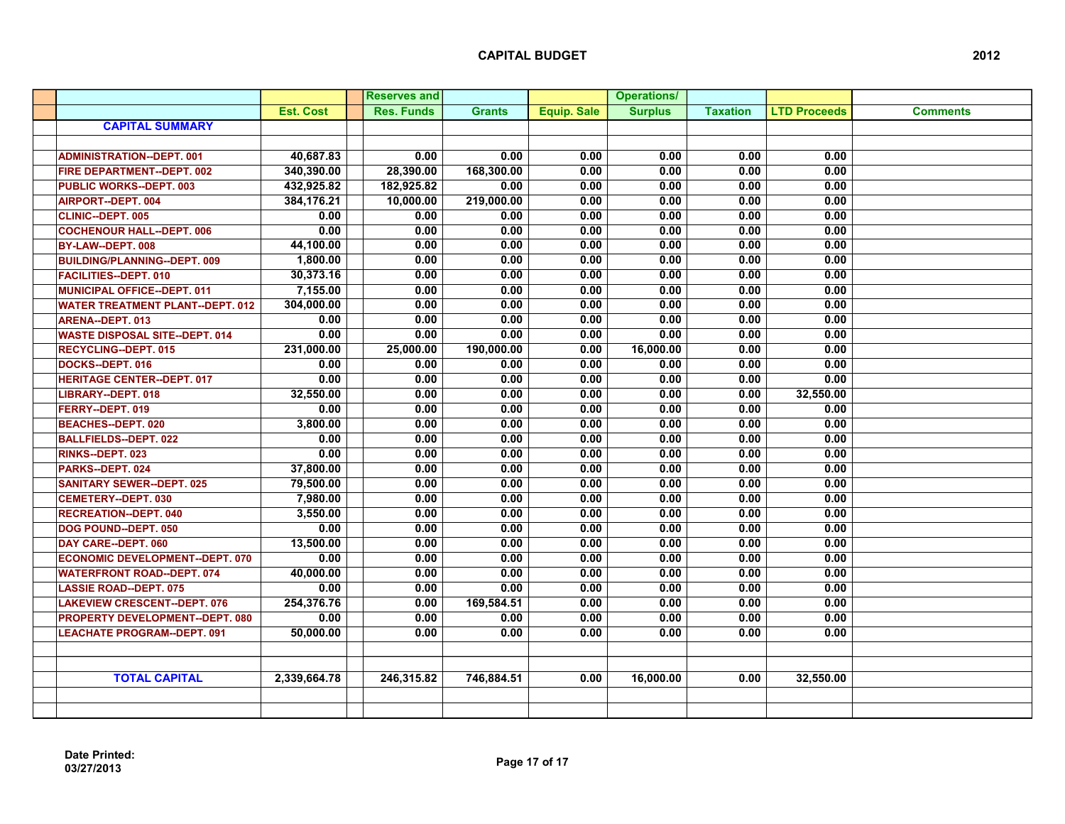## CAPITAL BUDGET

2012

| | | Est. Cost | | Reserves and Res. Funds | Grants | Equip. Sale | Operations/ Surplus | Taxation | LTD Proceeds | Comments |
|---|---|---|---|---|---|---|---|---|---|---|
| | **CAPITAL SUMMARY** | | | | | | | | | |
| | | | | | | | | | | |
| | ADMINISTRATION--DEPT. 001 | 40,687.83 | | 0.00 | 0.00 | 0.00 | 0.00 | 0.00 | 0.00 | |
| | FIRE DEPARTMENT--DEPT. 002 | 340,390.00 | | 28,390.00 | 168,300.00 | 0.00 | 0.00 | 0.00 | 0.00 | |
| | PUBLIC WORKS--DEPT. 003 | 432,925.82 | | 182,925.82 | 0.00 | 0.00 | 0.00 | 0.00 | 0.00 | |
| | AIRPORT--DEPT. 004 | 384,176.21 | | 10,000.00 | 219,000.00 | 0.00 | 0.00 | 0.00 | 0.00 | |
| | CLINIC--DEPT. 005 | 0.00 | | 0.00 | 0.00 | 0.00 | 0.00 | 0.00 | 0.00 | |
| | COCHENOUR HALL--DEPT. 006 | 0.00 | | 0.00 | 0.00 | 0.00 | 0.00 | 0.00 | 0.00 | |
| | BY-LAW--DEPT. 008 | 44,100.00 | | 0.00 | 0.00 | 0.00 | 0.00 | 0.00 | 0.00 | |
| | BUILDING/PLANNING--DEPT. 009 | 1,800.00 | | 0.00 | 0.00 | 0.00 | 0.00 | 0.00 | 0.00 | |
| | FACILITIES--DEPT. 010 | 30,373.16 | | 0.00 | 0.00 | 0.00 | 0.00 | 0.00 | 0.00 | |
| | MUNICIPAL OFFICE--DEPT. 011 | 7,155.00 | | 0.00 | 0.00 | 0.00 | 0.00 | 0.00 | 0.00 | |
| | WATER TREATMENT PLANT--DEPT. 012 | 304,000.00 | | 0.00 | 0.00 | 0.00 | 0.00 | 0.00 | 0.00 | |
| | ARENA--DEPT. 013 | 0.00 | | 0.00 | 0.00 | 0.00 | 0.00 | 0.00 | 0.00 | |
| | WASTE DISPOSAL SITE--DEPT. 014 | 0.00 | | 0.00 | 0.00 | 0.00 | 0.00 | 0.00 | 0.00 | |
| | RECYCLING--DEPT. 015 | 231,000.00 | | 25,000.00 | 190,000.00 | 0.00 | 16,000.00 | 0.00 | 0.00 | |
| | DOCKS--DEPT. 016 | 0.00 | | 0.00 | 0.00 | 0.00 | 0.00 | 0.00 | 0.00 | |
| | HERITAGE CENTER--DEPT. 017 | 0.00 | | 0.00 | 0.00 | 0.00 | 0.00 | 0.00 | 0.00 | |
| | LIBRARY--DEPT. 018 | 32,550.00 | | 0.00 | 0.00 | 0.00 | 0.00 | 0.00 | 32,550.00 | |
| | FERRY--DEPT. 019 | 0.00 | | 0.00 | 0.00 | 0.00 | 0.00 | 0.00 | 0.00 | |
| | BEACHES--DEPT. 020 | 3,800.00 | | 0.00 | 0.00 | 0.00 | 0.00 | 0.00 | 0.00 | |
| | BALLFIELDS--DEPT. 022 | 0.00 | | 0.00 | 0.00 | 0.00 | 0.00 | 0.00 | 0.00 | |
| | RINKS--DEPT. 023 | 0.00 | | 0.00 | 0.00 | 0.00 | 0.00 | 0.00 | 0.00 | |
| | PARKS--DEPT. 024 | 37,800.00 | | 0.00 | 0.00 | 0.00 | 0.00 | 0.00 | 0.00 | |
| | SANITARY SEWER--DEPT. 025 | 79,500.00 | | 0.00 | 0.00 | 0.00 | 0.00 | 0.00 | 0.00 | |
| | CEMETERY--DEPT. 030 | 7,980.00 | | 0.00 | 0.00 | 0.00 | 0.00 | 0.00 | 0.00 | |
| | RECREATION--DEPT. 040 | 3,550.00 | | 0.00 | 0.00 | 0.00 | 0.00 | 0.00 | 0.00 | |
| | DOG POUND--DEPT. 050 | 0.00 | | 0.00 | 0.00 | 0.00 | 0.00 | 0.00 | 0.00 | |
| | DAY CARE--DEPT. 060 | 13,500.00 | | 0.00 | 0.00 | 0.00 | 0.00 | 0.00 | 0.00 | |
| | ECONOMIC DEVELOPMENT--DEPT. 070 | 0.00 | | 0.00 | 0.00 | 0.00 | 0.00 | 0.00 | 0.00 | |
| | WATERFRONT ROAD--DEPT. 074 | 40,000.00 | | 0.00 | 0.00 | 0.00 | 0.00 | 0.00 | 0.00 | |
| | LASSIE ROAD--DEPT. 075 | 0.00 | | 0.00 | 0.00 | 0.00 | 0.00 | 0.00 | 0.00 | |
| | LAKEVIEW CRESCENT--DEPT. 076 | 254,376.76 | | 0.00 | 169,584.51 | 0.00 | 0.00 | 0.00 | 0.00 | |
| | PROPERTY DEVELOPMENT--DEPT. 080 | 0.00 | | 0.00 | 0.00 | 0.00 | 0.00 | 0.00 | 0.00 | |
| | LEACHATE PROGRAM--DEPT. 091 | 50,000.00 | | 0.00 | 0.00 | 0.00 | 0.00 | 0.00 | 0.00 | |
| | | | | | | | | | | |
| | | | | | | | | | | |
| | **TOTAL CAPITAL** | 2,339,664.78 | | 246,315.82 | 746,884.51 | 0.00 | 16,000.00 | 0.00 | 32,550.00 | |
| | | | | | | | | | | |
| | | | | | | | | | | |

Date Printed:
03/27/2013